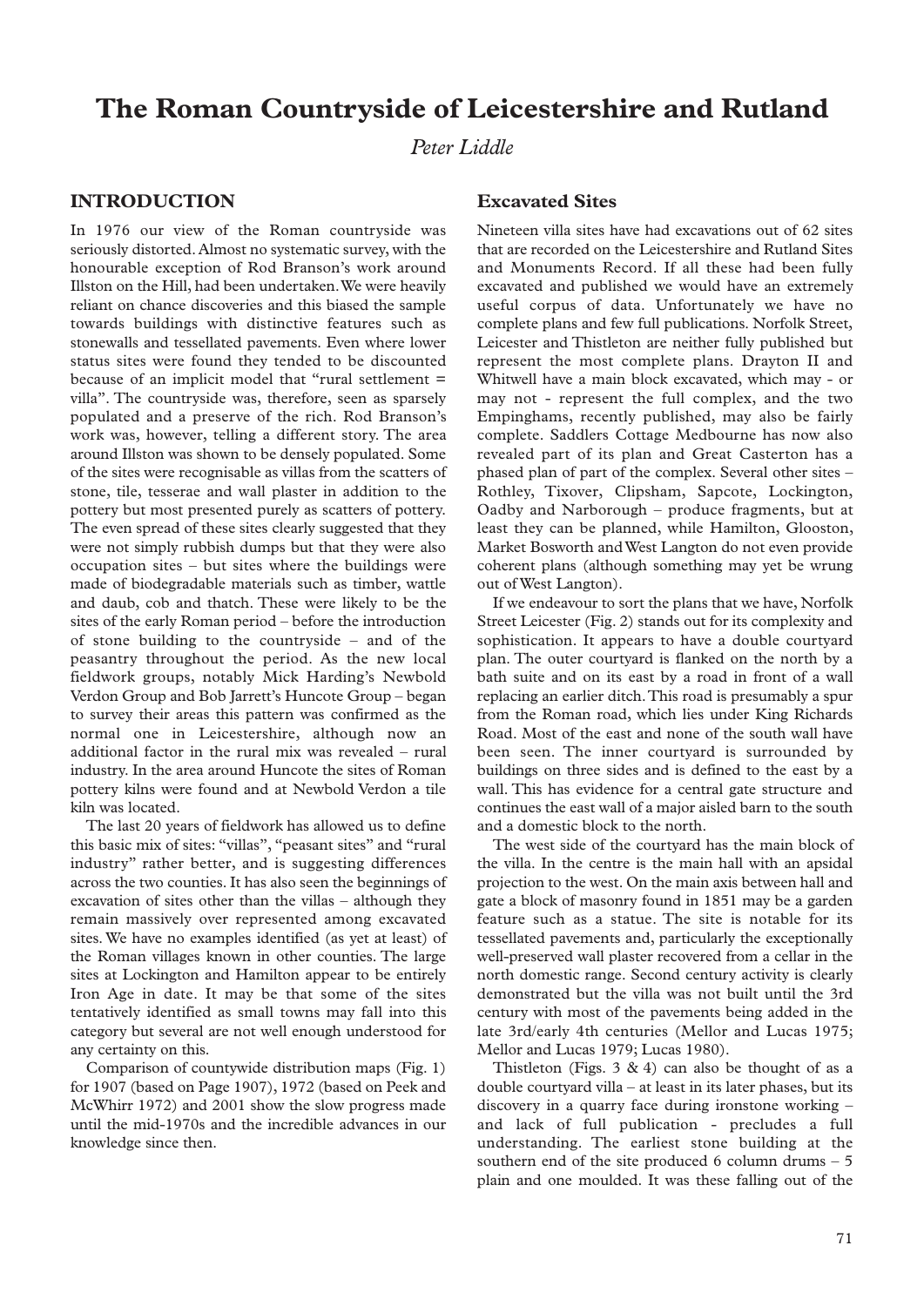# The Roman Countryside of Leicestershire and Rutland

*Peter Liddle*

## INTRODUCTION

In 1976 our view of the Roman countryside was seriously distorted. Almost no systematic survey, with the honourable exception of Rod Branson's work around Illston on the Hill, had been undertaken. We were heavily reliant on chance discoveries and this biased the sample towards buildings with distinctive features such as stonewalls and tessellated pavements. Even where lower status sites were found they tended to be discounted because of an implicit model that "rural settlement = villa". The countryside was, therefore, seen as sparsely populated and a preserve of the rich. Rod Branson's work was, however, telling a different story. The area around Illston was shown to be densely populated. Some of the sites were recognisable as villas from the scatters of stone, tile, tesserae and wall plaster in addition to the pottery but most presented purely as scatters of pottery. The even spread of these sites clearly suggested that they were not simply rubbish dumps but that they were also occupation sites – but sites where the buildings were made of biodegradable materials such as timber, wattle and daub, cob and thatch. These were likely to be the sites of the early Roman period – before the introduction of stone building to the countryside – and of the peasantry throughout the period. As the new local fieldwork groups, notably Mick Harding's Newbold Verdon Group and Bob Jarrett's Huncote Group – began to survey their areas this pattern was confirmed as the normal one in Leicestershire, although now an additional factor in the rural mix was revealed – rural industry. In the area around Huncote the sites of Roman pottery kilns were found and at Newbold Verdon a tile kiln was located.

The last 20 years of fieldwork has allowed us to define this basic mix of sites: "villas", "peasant sites" and "rural industry" rather better, and is suggesting differences across the two counties. It has also seen the beginnings of excavation of sites other than the villas – although they remain massively over represented among excavated sites. We have no examples identified (as yet at least) of the Roman villages known in other counties. The large sites at Lockington and Hamilton appear to be entirely Iron Age in date. It may be that some of the sites tentatively identified as small towns may fall into this category but several are not well enough understood for any certainty on this.

Comparison of countywide distribution maps (Fig. 1) for 1907 (based on Page 1907), 1972 (based on Peek and McWhirr 1972) and 2001 show the slow progress made until the mid-1970s and the incredible advances in our knowledge since then.

### Excavated Sites

Nineteen villa sites have had excavations out of 62 sites that are recorded on the Leicestershire and Rutland Sites and Monuments Record. If all these had been fully excavated and published we would have an extremely useful corpus of data. Unfortunately we have no complete plans and few full publications. Norfolk Street, Leicester and Thistleton are neither fully published but represent the most complete plans. Drayton II and Whitwell have a main block excavated, which may - or may not - represent the full complex, and the two Empinghams, recently published, may also be fairly complete. Saddlers Cottage Medbourne has now also revealed part of its plan and Great Casterton has a phased plan of part of the complex. Several other sites – Rothley, Tixover, Clipsham, Sapcote, Lockington, Oadby and Narborough – produce fragments, but at least they can be planned, while Hamilton, Glooston, Market Bosworth and West Langton do not even provide coherent plans (although something may yet be wrung out of West Langton).

If we endeavour to sort the plans that we have, Norfolk Street Leicester (Fig. 2) stands out for its complexity and sophistication. It appears to have a double courtyard plan. The outer courtyard is flanked on the north by a bath suite and on its east by a road in front of a wall replacing an earlier ditch. This road is presumably a spur from the Roman road, which lies under King Richards Road. Most of the east and none of the south wall have been seen. The inner courtyard is surrounded by buildings on three sides and is defined to the east by a wall. This has evidence for a central gate structure and continues the east wall of a major aisled barn to the south and a domestic block to the north.

The west side of the courtyard has the main block of the villa. In the centre is the main hall with an apsidal projection to the west. On the main axis between hall and gate a block of masonry found in 1851 may be a garden feature such as a statue. The site is notable for its tessellated pavements and, particularly the exceptionally well-preserved wall plaster recovered from a cellar in the north domestic range. Second century activity is clearly demonstrated but the villa was not built until the 3rd century with most of the pavements being added in the late 3rd/early 4th centuries (Mellor and Lucas 1975; Mellor and Lucas 1979; Lucas 1980).

Thistleton (Figs. 3 & 4) can also be thought of as a double courtyard villa – at least in its later phases, but its discovery in a quarry face during ironstone working – and lack of full publication - precludes a full understanding. The earliest stone building at the southern end of the site produced 6 column drums – 5 plain and one moulded. It was these falling out of the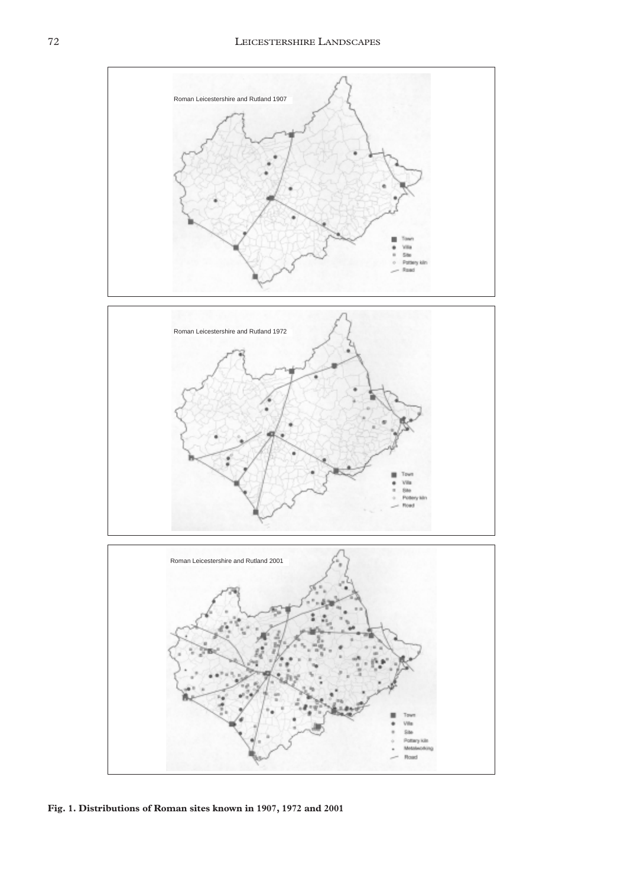Roman Leicestershire and Rutland 1907

Town
Villa
Site
Pottery kiln
Road

Roman Leicestershire and Rutland 1972

Town
Villa
Site
Pottery kiln
Road

Roman Leicestershire and Rutland 2001

Town
Villa
Site
Pottery kiln
Metalworking
Road

**Fig. 1. Distributions of Roman sites known in 1907, 1972 and 2001**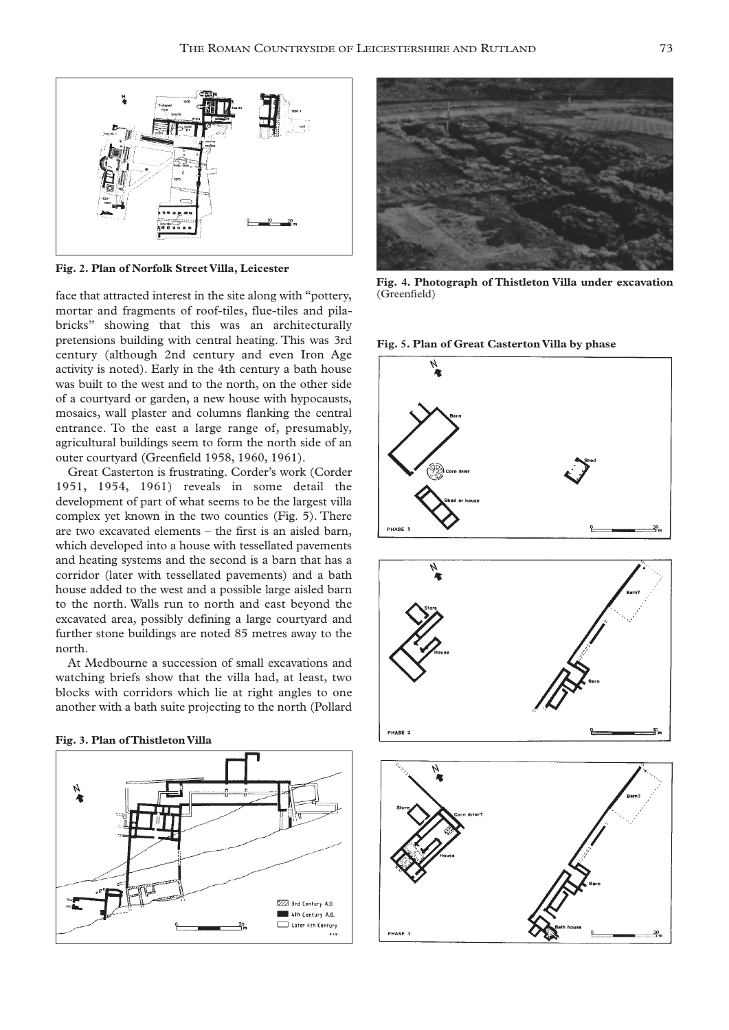Fig. 2. Plan of Norfolk Street Villa, Leicester

face that attracted interest in the site along with "pottery, mortar and fragments of roof-tiles, flue-tiles and pila-bricks" showing that this was an architecturally pretensions building with central heating. This was 3rd century (although 2nd century and even Iron Age activity is noted). Early in the 4th century a bath house was built to the west and to the north, on the other side of a courtyard or garden, a new house with hypocausts, mosaics, wall plaster and columns flanking the central entrance. To the east a large range of, presumably, agricultural buildings seem to form the north side of an outer courtyard (Greenfield 1958, 1960, 1961).

Great Casterton is frustrating. Corder's work (Corder 1951, 1954, 1961) reveals in some detail the development of part of what seems to be the largest villa complex yet known in the two counties (Fig. 5). There are two excavated elements – the first is an aisled barn, which developed into a house with tessellated pavements and heating systems and the second is a barn that has a corridor (later with tessellated pavements) and a bath house added to the west and a possible large aisled barn to the north. Walls run to north and east beyond the excavated area, possibly defining a large courtyard and further stone buildings are noted 85 metres away to the north.

At Medbourne a succession of small excavations and watching briefs show that the villa had, at least, two blocks with corridors which lie at right angles to one another with a bath suite projecting to the north (Pollard

Fig. 3. Plan of Thistleton Villa

Fig. 4. Photograph of Thistleton Villa under excavation (Greenfield)

Fig. 5. Plan of Great Casterton Villa by phase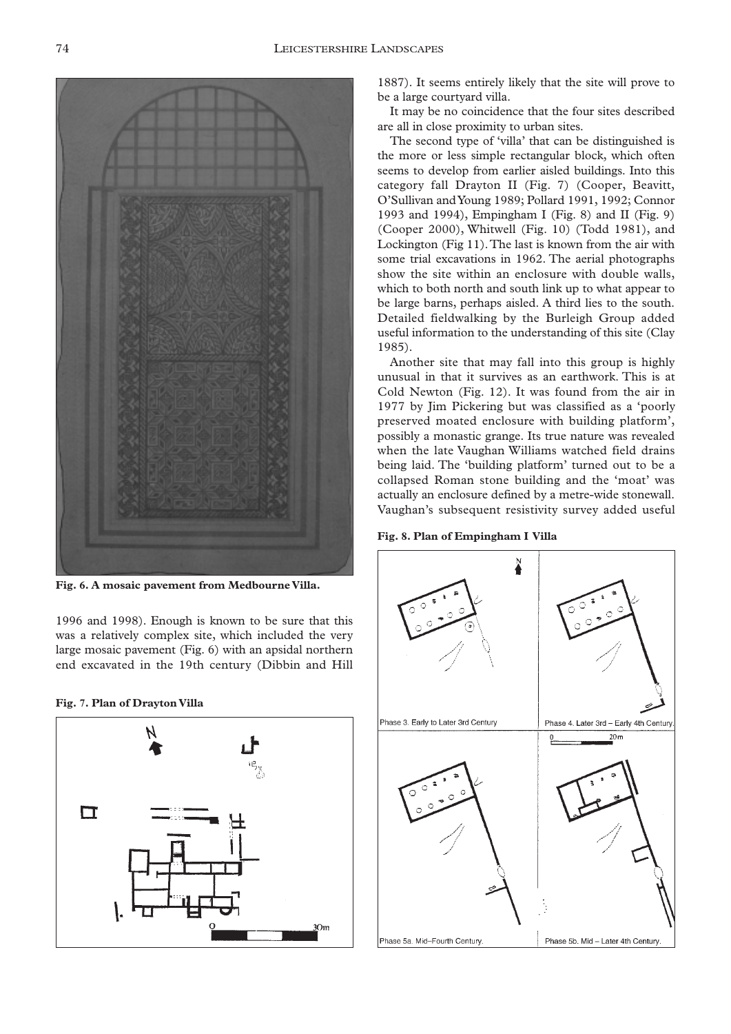Fig. 6. A mosaic pavement from Medbourne Villa.

1996 and 1998). Enough is known to be sure that this was a relatively complex site, which included the very large mosaic pavement (Fig. 6) with an apsidal northern end excavated in the 19th century (Dibbin and Hill 1887). It seems entirely likely that the site will prove to be a large courtyard villa.

It may be no coincidence that the four sites described are all in close proximity to urban sites.

The second type of 'villa' that can be distinguished is the more or less simple rectangular block, which often seems to develop from earlier aisled buildings. Into this category fall Drayton II (Fig. 7) (Cooper, Beavitt, O'Sullivan and Young 1989; Pollard 1991, 1992; Connor 1993 and 1994), Empingham I (Fig. 8) and II (Fig. 9) (Cooper 2000), Whitwell (Fig. 10) (Todd 1981), and Lockington (Fig 11). The last is known from the air with some trial excavations in 1962. The aerial photographs show the site within an enclosure with double walls, which to both north and south link up to what appear to be large barns, perhaps aisled. A third lies to the south. Detailed fieldwalking by the Burleigh Group added useful information to the understanding of this site (Clay 1985).

Another site that may fall into this group is highly unusual in that it survives as an earthwork. This is at Cold Newton (Fig. 12). It was found from the air in 1977 by Jim Pickering but was classified as a 'poorly preserved moated enclosure with building platform', possibly a monastic grange. Its true nature was revealed when the late Vaughan Williams watched field drains being laid. The 'building platform' turned out to be a collapsed Roman stone building and the 'moat' was actually an enclosure defined by a metre-wide stonewall. Vaughan's subsequent resistivity survey added useful

Fig. 7. Plan of Drayton Villa

Fig. 8. Plan of Empingham I Villa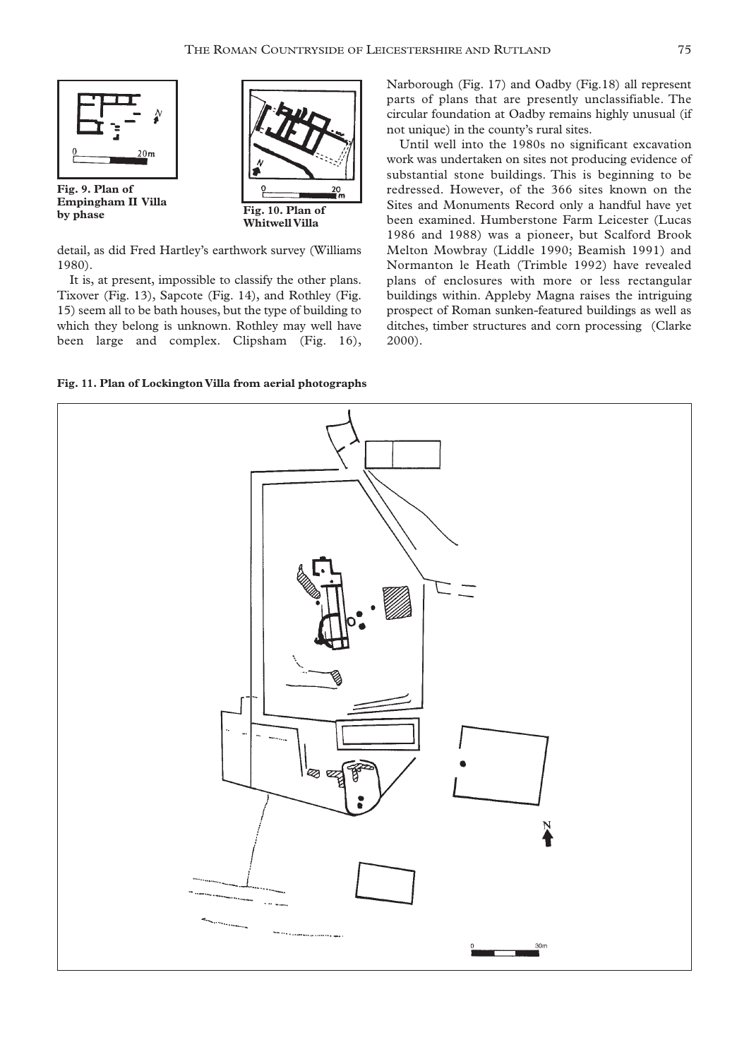Fig. 9. Plan of Empingham II Villa by phase

Fig. 10. Plan of Whitwell Villa

detail, as did Fred Hartley's earthwork survey (Williams 1980).

It is, at present, impossible to classify the other plans. Tixover (Fig. 13), Sapcote (Fig. 14), and Rothley (Fig. 15) seem all to be bath houses, but the type of building to which they belong is unknown. Rothley may well have been large and complex. Clipsham (Fig. 16), Narborough (Fig. 17) and Oadby (Fig.18) all represent parts of plans that are presently unclassifiable. The circular foundation at Oadby remains highly unusual (if not unique) in the county's rural sites.

Until well into the 1980s no significant excavation work was undertaken on sites not producing evidence of substantial stone buildings. This is beginning to be redressed. However, of the 366 sites known on the Sites and Monuments Record only a handful have yet been examined. Humberstone Farm Leicester (Lucas 1986 and 1988) was a pioneer, but Scalford Brook Melton Mowbray (Liddle 1990; Beamish 1991) and Normanton le Heath (Trimble 1992) have revealed plans of enclosures with more or less rectangular buildings within. Appleby Magna raises the intriguing prospect of Roman sunken-featured buildings as well as ditches, timber structures and corn processing (Clarke 2000).

Fig. 11. Plan of Lockington Villa from aerial photographs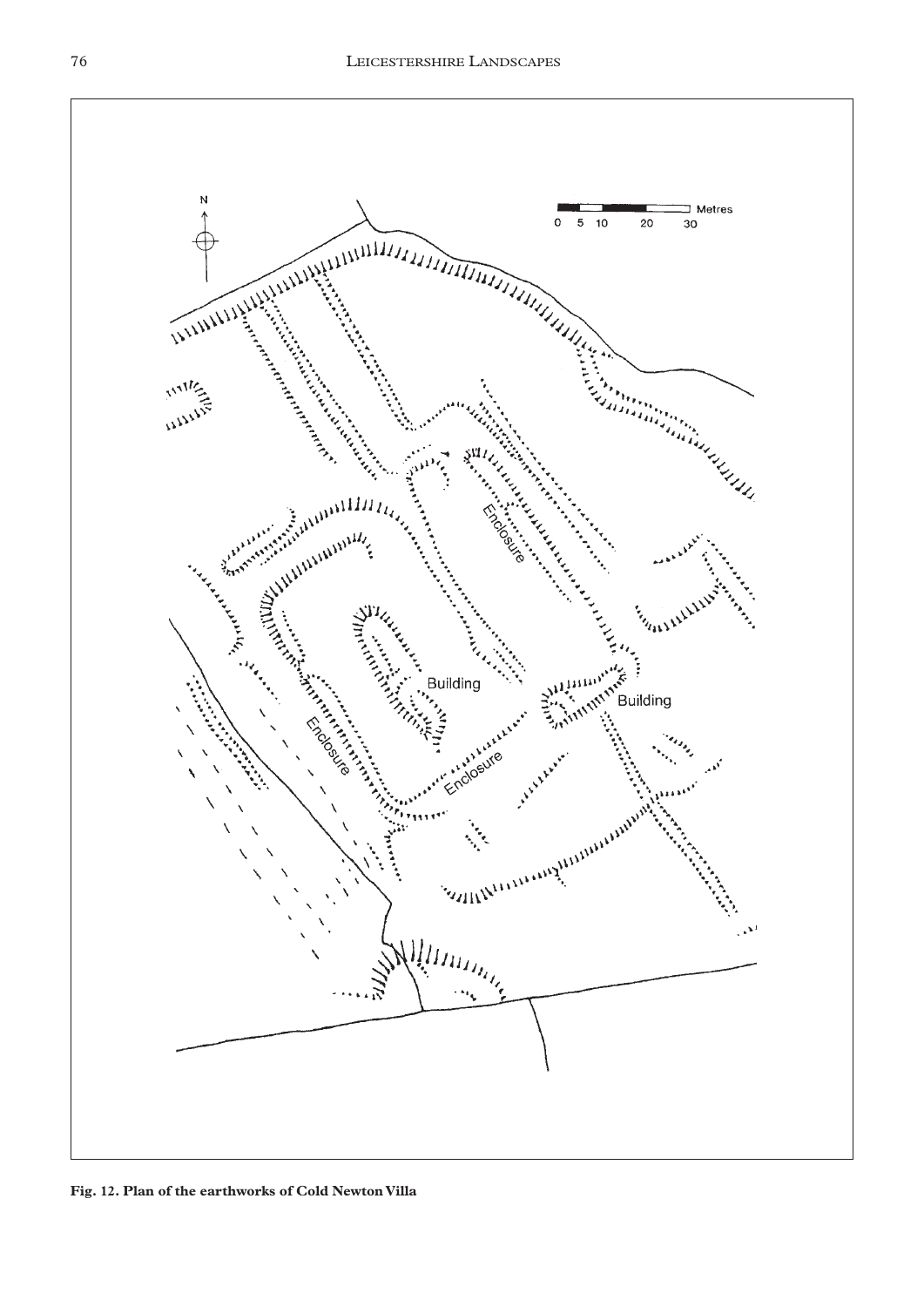**Fig. 12. Plan of the earthworks of Cold Newton Villa**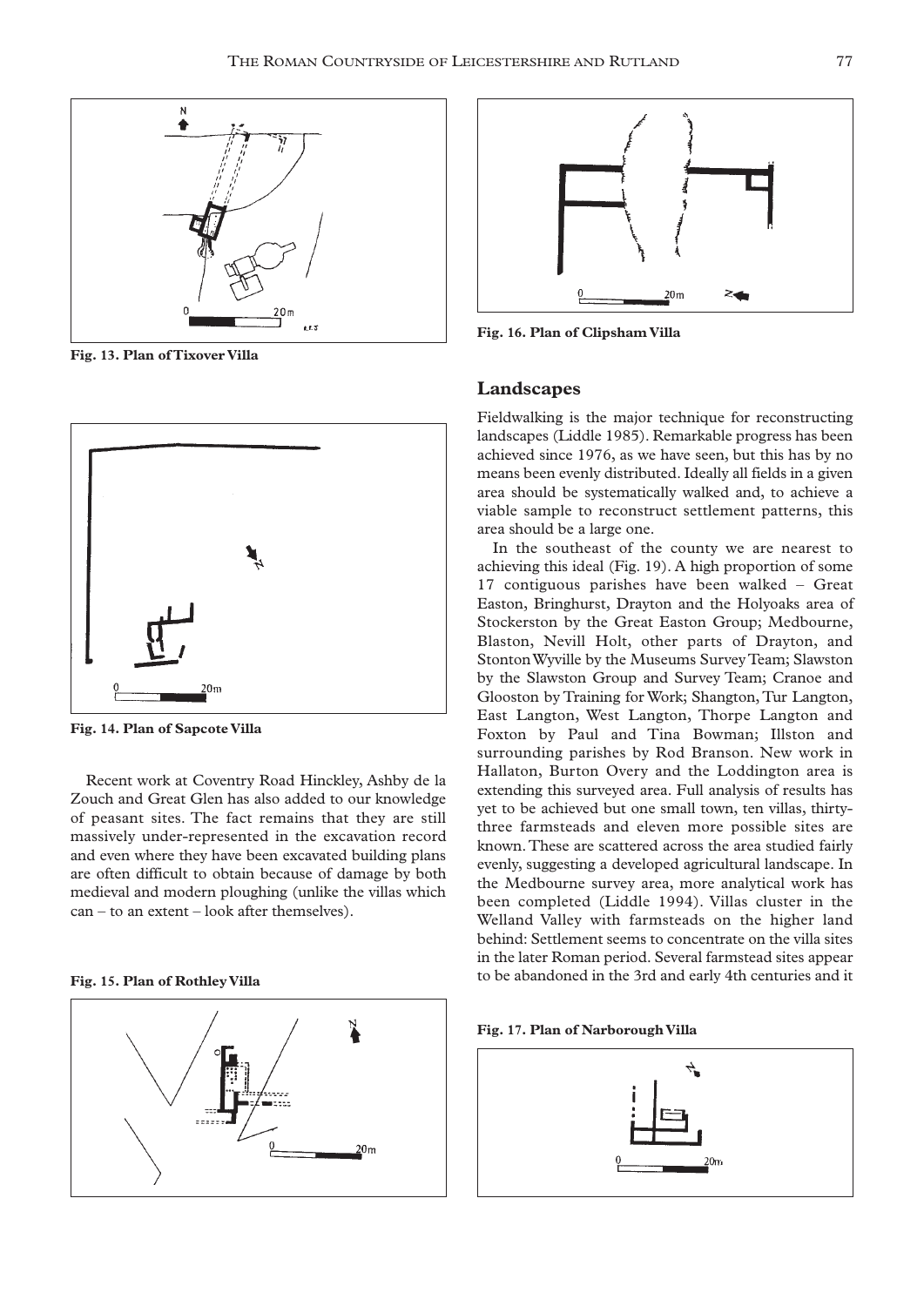**Fig. 13. Plan of Tixover Villa**

**Fig. 14. Plan of Sapcote Villa**

Recent work at Coventry Road Hinckley, Ashby de la Zouch and Great Glen has also added to our knowledge of peasant sites. The fact remains that they are still massively under-represented in the excavation record and even where they have been excavated building plans are often difficult to obtain because of damage by both medieval and modern ploughing (unlike the villas which can – to an extent – look after themselves).

**Fig. 15. Plan of Rothley Villa**

**Fig. 16. Plan of Clipsham Villa**

## Landscapes

Fieldwalking is the major technique for reconstructing landscapes (Liddle 1985). Remarkable progress has been achieved since 1976, as we have seen, but this has by no means been evenly distributed. Ideally all fields in a given area should be systematically walked and, to achieve a viable sample to reconstruct settlement patterns, this area should be a large one.

In the southeast of the county we are nearest to achieving this ideal (Fig. 19). A high proportion of some 17 contiguous parishes have been walked – Great Easton, Bringhurst, Drayton and the Holyoaks area of Stockerston by the Great Easton Group; Medbourne, Blaston, Nevill Holt, other parts of Drayton, and Stonton Wyville by the Museums Survey Team; Slawston by the Slawston Group and Survey Team; Cranoe and Glooston by Training for Work; Shangton, Tur Langton, East Langton, West Langton, Thorpe Langton and Foxton by Paul and Tina Bowman; Illston and surrounding parishes by Rod Branson. New work in Hallaton, Burton Overy and the Loddington area is extending this surveyed area. Full analysis of results has yet to be achieved but one small town, ten villas, thirty-three farmsteads and eleven more possible sites are known. These are scattered across the area studied fairly evenly, suggesting a developed agricultural landscape. In the Medbourne survey area, more analytical work has been completed (Liddle 1994). Villas cluster in the Welland Valley with farmsteads on the higher land behind: Settlement seems to concentrate on the villa sites in the later Roman period. Several farmstead sites appear to be abandoned in the 3rd and early 4th centuries and it

**Fig. 17. Plan of Narborough Villa**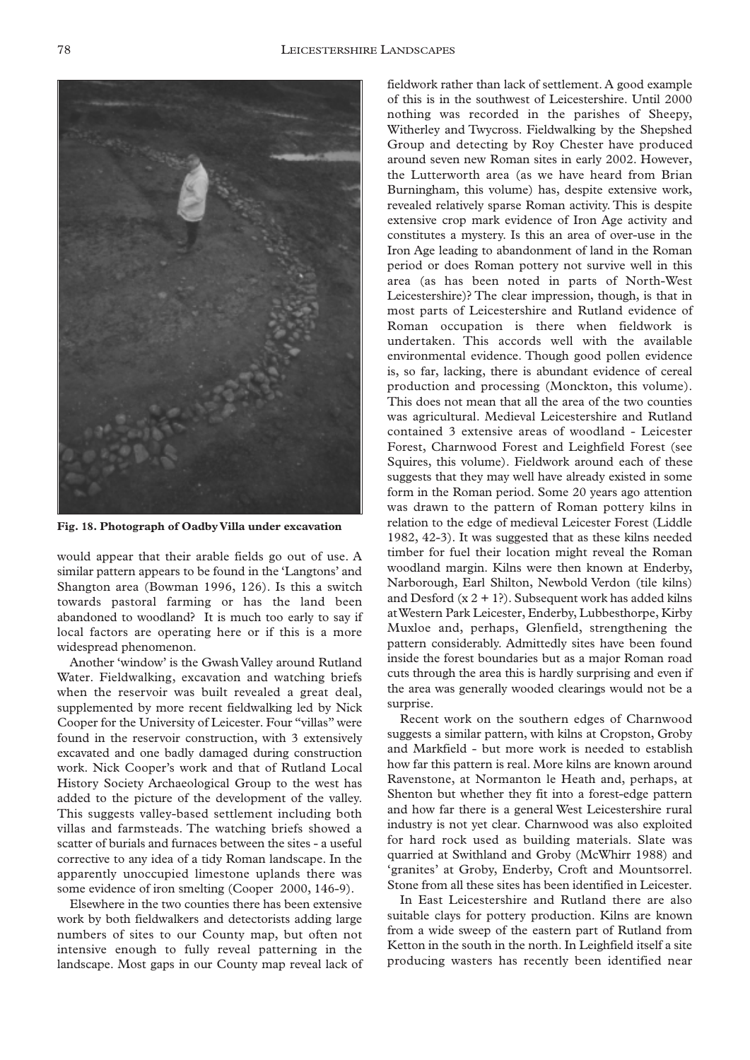**Fig. 18. Photograph of Oadby Villa under excavation**

would appear that their arable fields go out of use. A similar pattern appears to be found in the 'Langtons' and Shangton area (Bowman 1996, 126). Is this a switch towards pastoral farming or has the land been abandoned to woodland? It is much too early to say if local factors are operating here or if this is a more widespread phenomenon.

Another 'window' is the Gwash Valley around Rutland Water. Fieldwalking, excavation and watching briefs when the reservoir was built revealed a great deal, supplemented by more recent fieldwalking led by Nick Cooper for the University of Leicester. Four "villas" were found in the reservoir construction, with 3 extensively excavated and one badly damaged during construction work. Nick Cooper's work and that of Rutland Local History Society Archaeological Group to the west has added to the picture of the development of the valley. This suggests valley-based settlement including both villas and farmsteads. The watching briefs showed a scatter of burials and furnaces between the sites - a useful corrective to any idea of a tidy Roman landscape. In the apparently unoccupied limestone uplands there was some evidence of iron smelting (Cooper 2000, 146-9).

Elsewhere in the two counties there has been extensive work by both fieldwalkers and detectorists adding large numbers of sites to our County map, but often not intensive enough to fully reveal patterning in the landscape. Most gaps in our County map reveal lack of fieldwork rather than lack of settlement. A good example of this is in the southwest of Leicestershire. Until 2000 nothing was recorded in the parishes of Sheepy, Witherley and Twycross. Fieldwalking by the Shepshed Group and detecting by Roy Chester have produced around seven new Roman sites in early 2002. However, the Lutterworth area (as we have heard from Brian Burningham, this volume) has, despite extensive work, revealed relatively sparse Roman activity. This is despite extensive crop mark evidence of Iron Age activity and constitutes a mystery. Is this an area of over-use in the Iron Age leading to abandonment of land in the Roman period or does Roman pottery not survive well in this area (as has been noted in parts of North-West Leicestershire)? The clear impression, though, is that in most parts of Leicestershire and Rutland evidence of Roman occupation is there when fieldwork is undertaken. This accords well with the available environmental evidence. Though good pollen evidence is, so far, lacking, there is abundant evidence of cereal production and processing (Monckton, this volume). This does not mean that all the area of the two counties was agricultural. Medieval Leicestershire and Rutland contained 3 extensive areas of woodland - Leicester Forest, Charnwood Forest and Leighfield Forest (see Squires, this volume). Fieldwork around each of these suggests that they may well have already existed in some form in the Roman period. Some 20 years ago attention was drawn to the pattern of Roman pottery kilns in relation to the edge of medieval Leicester Forest (Liddle 1982, 42-3). It was suggested that as these kilns needed timber for fuel their location might reveal the Roman woodland margin. Kilns were then known at Enderby, Narborough, Earl Shilton, Newbold Verdon (tile kilns) and Desford (x 2 + 1?). Subsequent work has added kilns at Western Park Leicester, Enderby, Lubbesthorpe, Kirby Muxloe and, perhaps, Glenfield, strengthening the pattern considerably. Admittedly sites have been found inside the forest boundaries but as a major Roman road cuts through the area this is hardly surprising and even if the area was generally wooded clearings would not be a surprise.

Recent work on the southern edges of Charnwood suggests a similar pattern, with kilns at Cropston, Groby and Markfield - but more work is needed to establish how far this pattern is real. More kilns are known around Ravenstone, at Normanton le Heath and, perhaps, at Shenton but whether they fit into a forest-edge pattern and how far there is a general West Leicestershire rural industry is not yet clear. Charnwood was also exploited for hard rock used as building materials. Slate was quarried at Swithland and Groby (McWhirr 1988) and 'granites' at Groby, Enderby, Croft and Mountsorrel. Stone from all these sites has been identified in Leicester.

In East Leicestershire and Rutland there are also suitable clays for pottery production. Kilns are known from a wide sweep of the eastern part of Rutland from Ketton in the south in the north. In Leighfield itself a site producing wasters has recently been identified near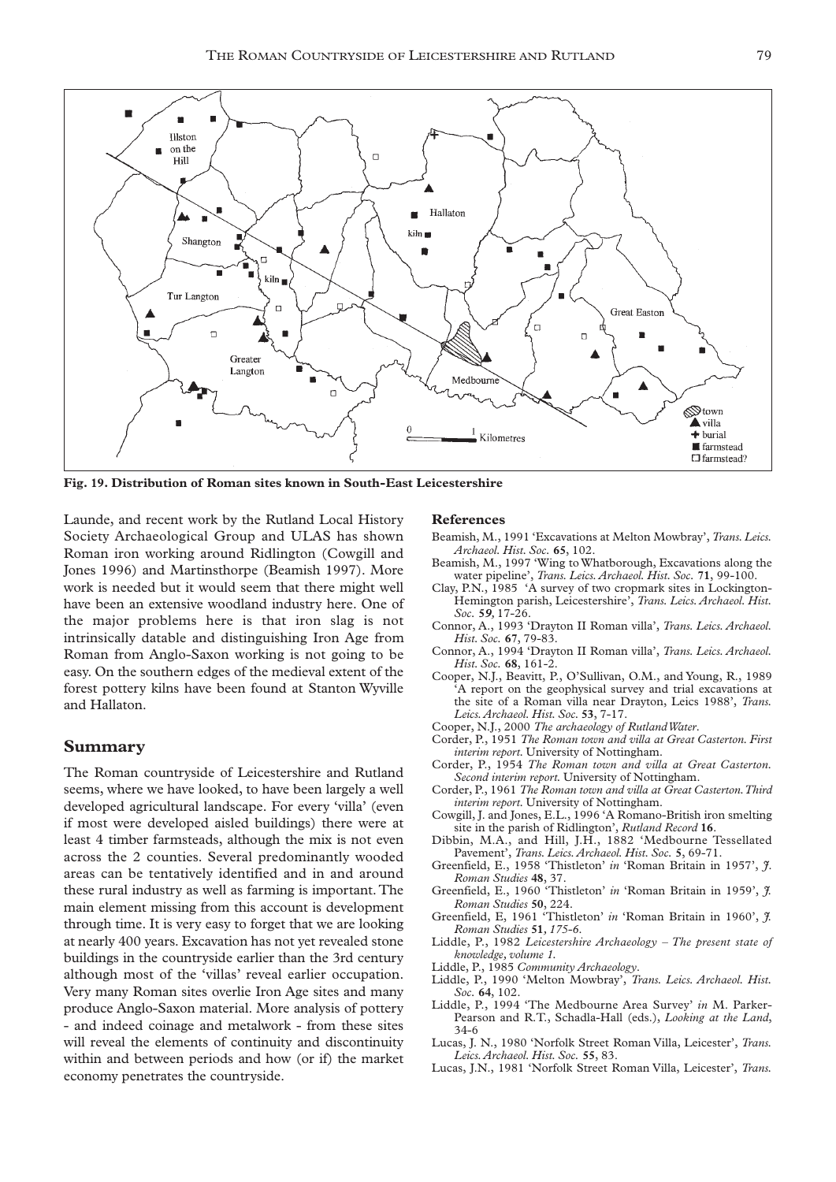**Fig. 19. Distribution of Roman sites known in South-East Leicestershire**

Launde, and recent work by the Rutland Local History Society Archaeological Group and ULAS has shown Roman iron working around Ridlington (Cowgill and Jones 1996) and Martinsthorpe (Beamish 1997). More work is needed but it would seem that there might well have been an extensive woodland industry here. One of the major problems here is that iron slag is not intrinsically datable and distinguishing Iron Age from Roman from Anglo-Saxon working is not going to be easy. On the southern edges of the medieval extent of the forest pottery kilns have been found at Stanton Wyville and Hallaton.

## Summary

The Roman countryside of Leicestershire and Rutland seems, where we have looked, to have been largely a well developed agricultural landscape. For every 'villa' (even if most were developed aisled buildings) there were at least 4 timber farmsteads, although the mix is not even across the 2 counties. Several predominantly wooded areas can be tentatively identified and in and around these rural industry as well as farming is important. The main element missing from this account is development through time. It is very easy to forget that we are looking at nearly 400 years. Excavation has not yet revealed stone buildings in the countryside earlier than the 3rd century although most of the 'villas' reveal earlier occupation. Very many Roman sites overlie Iron Age sites and many produce Anglo-Saxon material. More analysis of pottery - and indeed coinage and metalwork - from these sites will reveal the elements of continuity and discontinuity within and between periods and how (or if) the market economy penetrates the countryside.

## References

Beamish, M., 1991 'Excavations at Melton Mowbray', *Trans. Leics. Archaeol. Hist. Soc.* **65**, 102.

Beamish, M., 1997 'Wing to Whatborough, Excavations along the water pipeline', *Trans. Leics. Archaeol. Hist. Soc.* **71**, 99-100.

Clay, P.N., 1985 'A survey of two cropmark sites in Lockington-Hemington parish, Leicestershire', *Trans. Leics. Archaeol. Hist. Soc.* **59**, 17-26.

Connor, A., 1993 'Drayton II Roman villa', *Trans. Leics. Archaeol. Hist. Soc.* **67**, 79-83.

Connor, A., 1994 'Drayton II Roman villa', *Trans. Leics. Archaeol. Hist. Soc.* **68**, 161-2.

Cooper, N.J., Beavitt, P., O'Sullivan, O.M., and Young, R., 1989 'A report on the geophysical survey and trial excavations at the site of a Roman villa near Drayton, Leics 1988', *Trans. Leics. Archaeol. Hist. Soc.* **53**, 7-17.

Cooper, N.J., 2000 *The archaeology of Rutland Water*.

Corder, P., 1951 *The Roman town and villa at Great Casterton. First interim report.* University of Nottingham.

Corder, P., 1954 *The Roman town and villa at Great Casterton. Second interim report.* University of Nottingham.

Corder, P., 1961 *The Roman town and villa at Great Casterton. Third interim report.* University of Nottingham.

Cowgill, J. and Jones, E.L., 1996 'A Romano-British iron smelting site in the parish of Ridlington', *Rutland Record* **16**.

Dibbin, M.A., and Hill, J.H., 1882 'Medbourne Tessellated Pavement', *Trans. Leics. Archaeol. Hist. Soc.* **5**, 69-71.

Greenfield, E., 1958 'Thistleton' *in* 'Roman Britain in 1957', *J. Roman Studies* **48**, 37.

Greenfield, E., 1960 'Thistleton' *in* 'Roman Britain in 1959', *J. Roman Studies* **50**, 224.

Greenfield, E, 1961 'Thistleton' *in* 'Roman Britain in 1960', *J. Roman Studies* **51**, 175-6.

Liddle, P., 1982 *Leicestershire Archaeology – The present state of knowledge, volume 1.*

Liddle, P., 1985 *Community Archaeology*.

Liddle, P., 1990 'Melton Mowbray', *Trans. Leics. Archaeol. Hist. Soc.* **64**, 102.

Liddle, P., 1994 'The Medbourne Area Survey' *in* M. Parker-Pearson and R.T., Schadla-Hall (eds.), *Looking at the Land*, 34-6

Lucas, J. N., 1980 'Norfolk Street Roman Villa, Leicester', *Trans. Leics. Archaeol. Hist. Soc.* **55**, 83.

Lucas, J.N., 1981 'Norfolk Street Roman Villa, Leicester', *Trans.*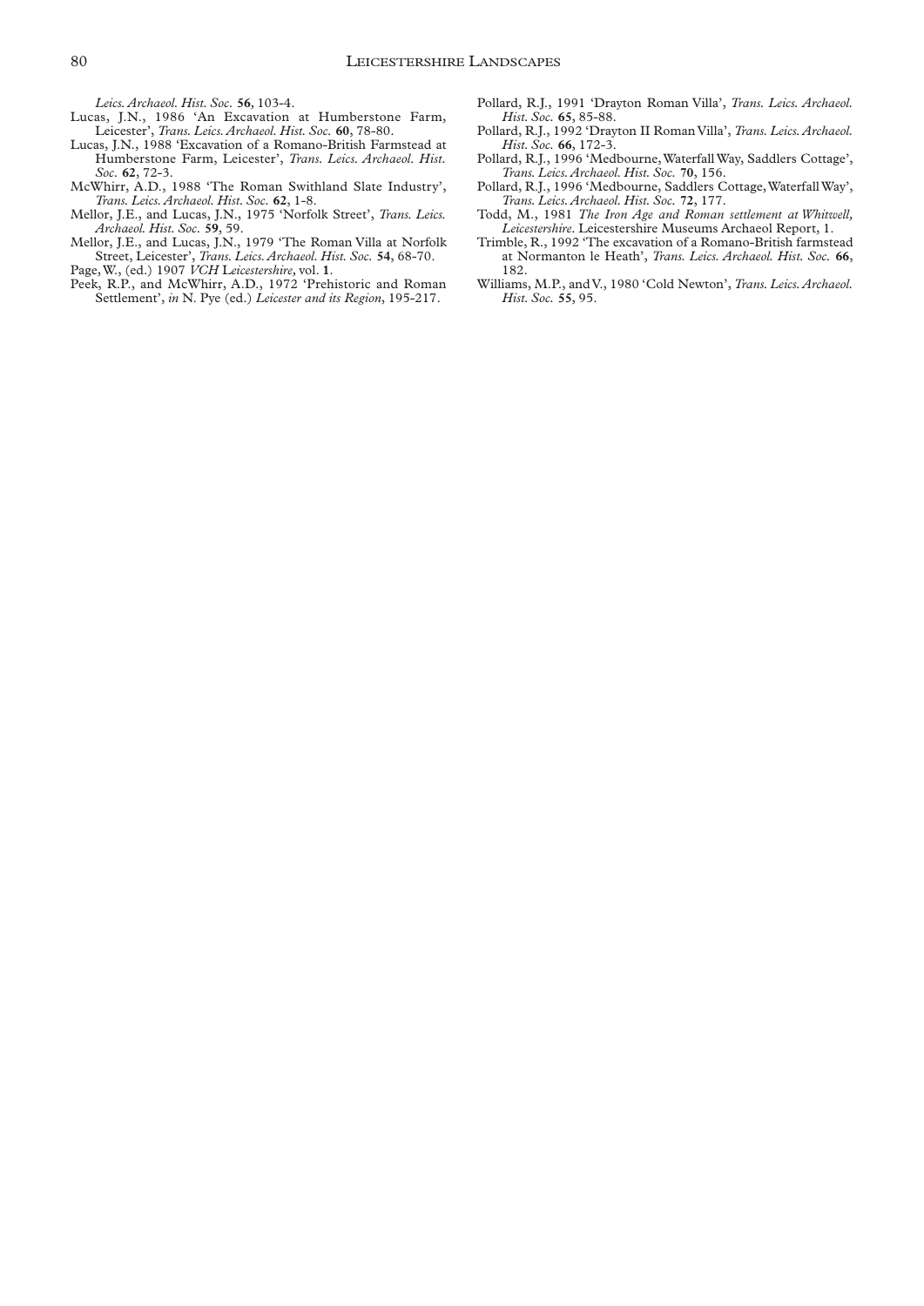*Leics. Archaeol. Hist. Soc.* **56**, 103-4.

Lucas, J.N., 1986 'An Excavation at Humberstone Farm, Leicester', *Trans. Leics. Archaeol. Hist. Soc.* **60**, 78-80.

Lucas, J.N., 1988 'Excavation of a Romano-British Farmstead at Humberstone Farm, Leicester', *Trans. Leics. Archaeol. Hist. Soc.* **62**, 72-3.

McWhirr, A.D., 1988 'The Roman Swithland Slate Industry', *Trans. Leics. Archaeol. Hist. Soc.* **62**, 1-8.

Mellor, J.E., and Lucas, J.N., 1975 'Norfolk Street', *Trans. Leics. Archaeol. Hist. Soc.* **59**, 59.

Mellor, J.E., and Lucas, J.N., 1979 'The Roman Villa at Norfolk Street, Leicester', *Trans. Leics. Archaeol. Hist. Soc.* **54**, 68-70.

Page, W., (ed.) 1907 *VCH Leicestershire*, vol. **1**.

Peek, R.P., and McWhirr, A.D., 1972 'Prehistoric and Roman Settlement', *in* N. Pye (ed.) *Leicester and its Region*, 195-217.

Pollard, R.J., 1991 'Drayton Roman Villa', *Trans. Leics. Archaeol. Hist. Soc.* **65**, 85-88.

Pollard, R.J., 1992 'Drayton II Roman Villa', *Trans. Leics. Archaeol. Hist. Soc.* **66**, 172-3.

Pollard, R.J., 1996 'Medbourne, Waterfall Way, Saddlers Cottage', *Trans. Leics. Archaeol. Hist. Soc.* **70**, 156.

Pollard, R.J., 1996 'Medbourne, Saddlers Cottage, Waterfall Way', *Trans. Leics. Archaeol. Hist. Soc.* **72**, 177.

Todd, M., 1981 *The Iron Age and Roman settlement at Whitwell, Leicestershire*. Leicestershire Museums Archaeol Report, 1.

Trimble, R., 1992 'The excavation of a Romano-British farmstead at Normanton le Heath', *Trans. Leics. Archaeol. Hist. Soc.* **66**, 182.

Williams, M.P., and V., 1980 'Cold Newton', *Trans. Leics. Archaeol. Hist. Soc.* **55**, 95.